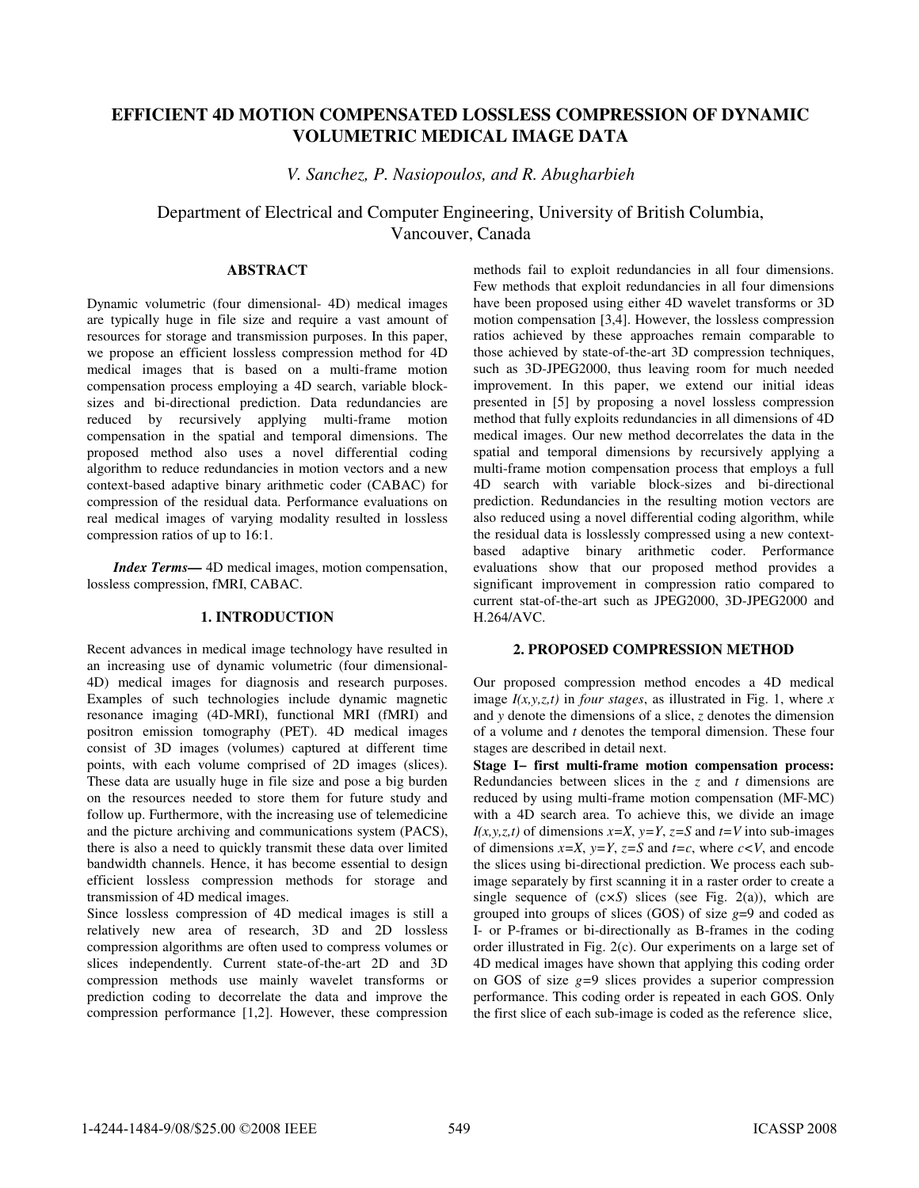# EFFICIENT 4D MOTION COMPENSATED LOSSLESS COMPRESSION OF DYNAMIC VOLUMETRIC MEDICAL IMAGE DATA

*V. Sanchez, P. Nasiopoulos, and R. Abugharbieh*

Department of Electrical and Computer Engineering, University of British Columbia, Vancouver, Canada

## ABSTRACT

Dynamic volumetric (four dimensional- 4D) medical images are typically huge in file size and require a vast amount of resources for storage and transmission purposes. In this paper, we propose an efficient lossless compression method for 4D medical images that is based on a multi-frame motion compensation process employing a 4D search, variable block-sizes and bi-directional prediction. Data redundancies are reduced by recursively applying multi-frame motion compensation in the spatial and temporal dimensions. The proposed method also uses a novel differential coding algorithm to reduce redundancies in motion vectors and a new context-based adaptive binary arithmetic coder (CABAC) for compression of the residual data. Performance evaluations on real medical images of varying modality resulted in lossless compression ratios of up to 16:1.

***Index Terms—*** 4D medical images, motion compensation, lossless compression, fMRI, CABAC.

## 1. INTRODUCTION

Recent advances in medical image technology have resulted in an increasing use of dynamic volumetric (four dimensional-4D) medical images for diagnosis and research purposes. Examples of such technologies include dynamic magnetic resonance imaging (4D-MRI), functional MRI (fMRI) and positron emission tomography (PET). 4D medical images consist of 3D images (volumes) captured at different time points, with each volume comprised of 2D images (slices). These data are usually huge in file size and pose a big burden on the resources needed to store them for future study and follow up. Furthermore, with the increasing use of telemedicine and the picture archiving and communications system (PACS), there is also a need to quickly transmit these data over limited bandwidth channels. Hence, it has become essential to design efficient lossless compression methods for storage and transmission of 4D medical images.

Since lossless compression of 4D medical images is still a relatively new area of research, 3D and 2D lossless compression algorithms are often used to compress volumes or slices independently. Current state-of-the-art 2D and 3D compression methods use mainly wavelet transforms or prediction coding to decorrelate the data and improve the compression performance [1,2]. However, these compression methods fail to exploit redundancies in all four dimensions. Few methods that exploit redundancies in all four dimensions have been proposed using either 4D wavelet transforms or 3D motion compensation [3,4]. However, the lossless compression ratios achieved by these approaches remain comparable to those achieved by state-of-the-art 3D compression techniques, such as 3D-JPEG2000, thus leaving room for much needed improvement. In this paper, we extend our initial ideas presented in [5] by proposing a novel lossless compression method that fully exploits redundancies in all dimensions of 4D medical images. Our new method decorrelates the data in the spatial and temporal dimensions by recursively applying a multi-frame motion compensation process that employs a full 4D search with variable block-sizes and bi-directional prediction. Redundancies in the resulting motion vectors are also reduced using a novel differential coding algorithm, while the residual data is losslessly compressed using a new context-based adaptive binary arithmetic coder. Performance evaluations show that our proposed method provides a significant improvement in compression ratio compared to current stat-of-the-art such as JPEG2000, 3D-JPEG2000 and H.264/AVC.

## 2. PROPOSED COMPRESSION METHOD

Our proposed compression method encodes a 4D medical image $I(x,y,z,t)$ in *four stages*, as illustrated in Fig. 1, where $x$ and $y$ denote the dimensions of a slice, $z$ denotes the dimension of a volume and $t$ denotes the temporal dimension. These four stages are described in detail next.

**Stage I– first multi-frame motion compensation process:** Redundancies between slices in the $z$ and $t$ dimensions are reduced by using multi-frame motion compensation (MF-MC) with a 4D search area. To achieve this, we divide an image $I(x,y,z,t)$ of dimensions $x=X$, $y=Y$, $z=S$ and $t=V$ into sub-images of dimensions $x=X$, $y=Y$, $z=S$ and $t=c$, where $c<V$, and encode the slices using bi-directional prediction. We process each sub-image separately by first scanning it in a raster order to create a single sequence of $(c\times S)$ slices (see Fig. 2(a)), which are grouped into groups of slices (GOS) of size $g$=9 and coded as I- or P-frames or bi-directionally as B-frames in the coding order illustrated in Fig. 2(c). Our experiments on a large set of 4D medical images have shown that applying this coding order on GOS of size $g$=9 slices provides a superior compression performance. This coding order is repeated in each GOS. Only the first slice of each sub-image is coded as the reference slice,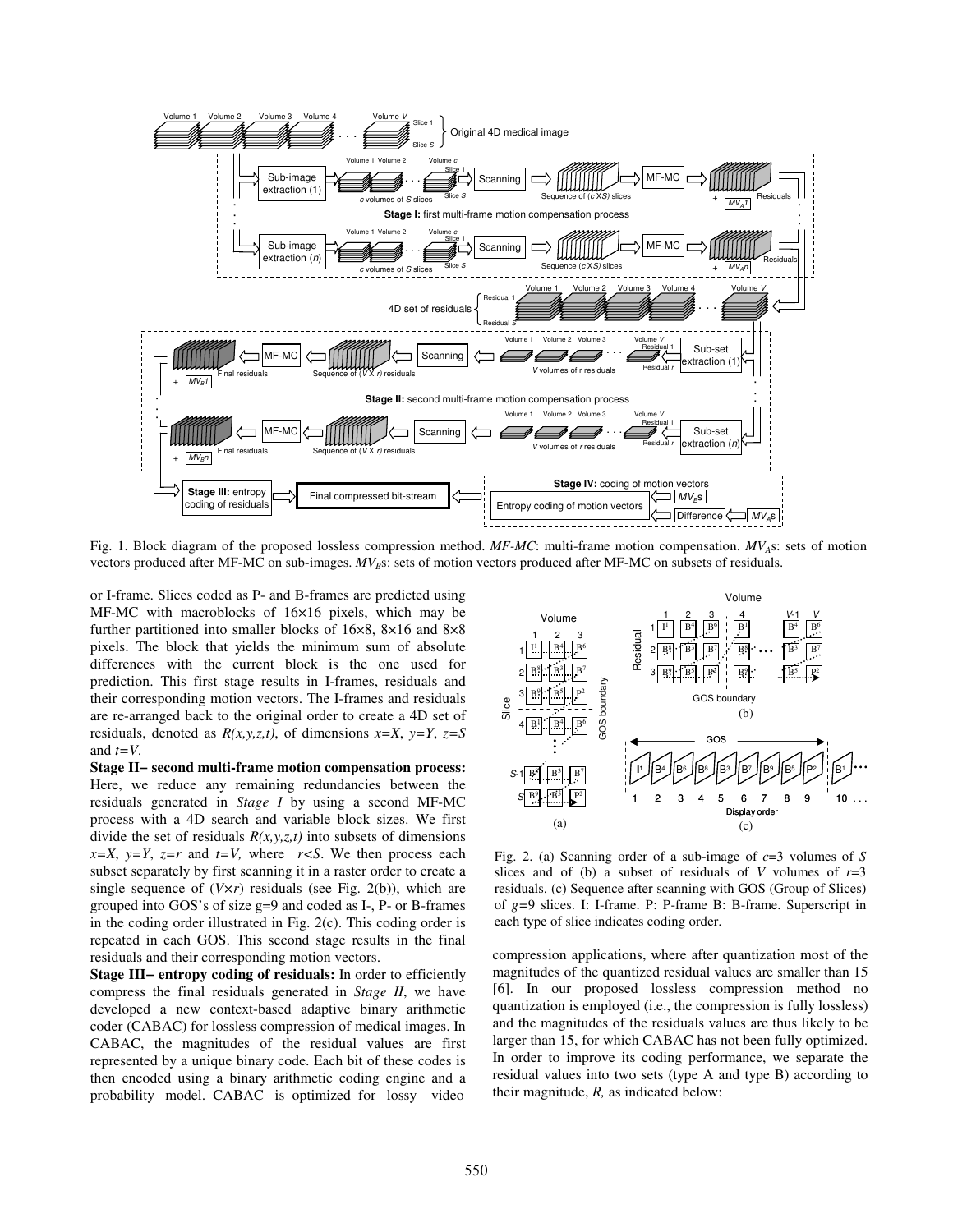Fig. 1. Block diagram of the proposed lossless compression method. *MF-MC*: multi-frame motion compensation. $MV_A$s: sets of motion vectors produced after MF-MC on sub-images. $MV_B$s: sets of motion vectors produced after MF-MC on subsets of residuals.

or I-frame. Slices coded as P- and B-frames are predicted using MF-MC with macroblocks of 16×16 pixels, which may be further partitioned into smaller blocks of 16×8, 8×16 and 8×8 pixels. The block that yields the minimum sum of absolute differences with the current block is the one used for prediction. This first stage results in I-frames, residuals and their corresponding motion vectors. The I-frames and residuals are re-arranged back to the original order to create a 4D set of residuals, denoted as $R(x,y,z,t)$, of dimensions $x=X$, $y=Y$, $z=S$ and $t=V$.

**Stage II– second multi-frame motion compensation process:** Here, we reduce any remaining redundancies between the residuals generated in *Stage I* by using a second MF-MC process with a 4D search and variable block sizes. We first divide the set of residuals $R(x,y,z,t)$ into subsets of dimensions $x=X$, $y=Y$, $z=r$ and $t=V$, where $r<S$. We then process each subset separately by first scanning it in a raster order to create a single sequence of $(V\times r)$ residuals (see Fig. 2(b)), which are grouped into GOS's of size g=9 and coded as I-, P- or B-frames in the coding order illustrated in Fig. 2(c). This coding order is repeated in each GOS. This second stage results in the final residuals and their corresponding motion vectors.

**Stage III– entropy coding of residuals:** In order to efficiently compress the final residuals generated in *Stage II*, we have developed a new context-based adaptive binary arithmetic coder (CABAC) for lossless compression of medical images. In CABAC, the magnitudes of the residual values are first represented by a unique binary code. Each bit of these codes is then encoded using a binary arithmetic coding engine and a probability model. CABAC is optimized for lossy video compression applications, where after quantization most of the magnitudes of the quantized residual values are smaller than 15 [6]. In our proposed lossless compression method no quantization is employed (i.e., the compression is fully lossless) and the magnitudes of the residuals values are thus likely to be larger than 15, for which CABAC has not been fully optimized. In order to improve its coding performance, we separate the residual values into two sets (type A and type B) according to their magnitude, *R,* as indicated below:

Fig. 2. (a) Scanning order of a sub-image of $c$=3 volumes of $S$ slices and of (b) a subset of residuals of $V$ volumes of $r$=3 residuals. (c) Sequence after scanning with GOS (Group of Slices) of $g$=9 slices. I: I-frame. P: P-frame B: B-frame. Superscript in each type of slice indicates coding order.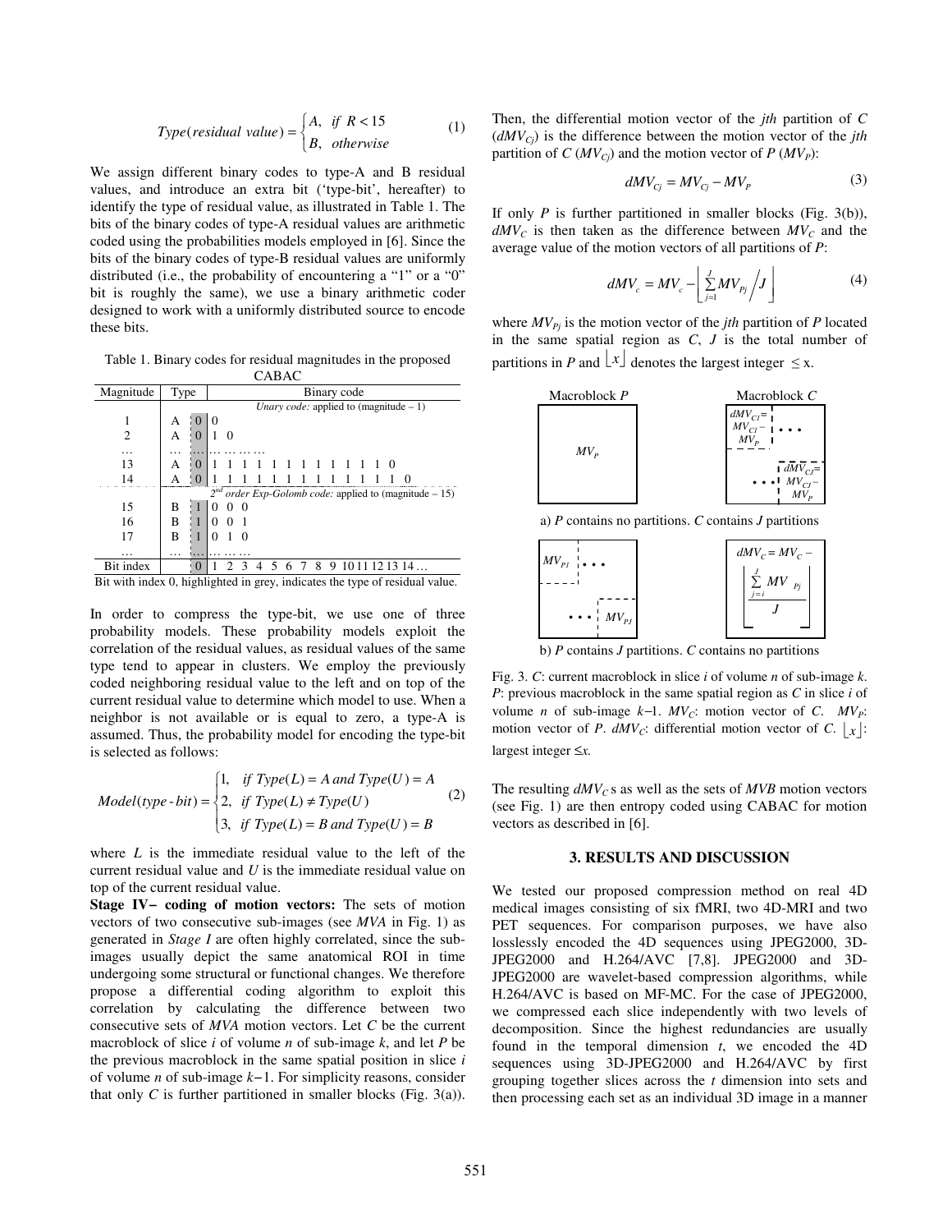$$Type(residual\ value) = \begin{cases} A, & if\ R < 15 \\ B, & otherwise \end{cases} \quad (1)$$

We assign different binary codes to type-A and B residual values, and introduce an extra bit ('type-bit', hereafter) to identify the type of residual value, as illustrated in Table 1. The bits of the binary codes of type-A residual values are arithmetic coded using the probabilities models employed in [6]. Since the bits of the binary codes of type-B residual values are uniformly distributed (i.e., the probability of encountering a "1" or a "0" bit is roughly the same), we use a binary arithmetic coder designed to work with a uniformly distributed source to encode these bits.

Table 1. Binary codes for residual magnitudes in the proposed CABAC

| Magnitude | Type | | Binary code |
|---|---|---|---|
| | | | *Unary code:* applied to (magnitude – 1) |
| 1 | A | 0 | 0 |
| 2 | A | 0 | 1 0 |
| … | … | … | … … … … |
| 13 | A | 0 | 1 1 1 1 1 1 1 1 1 1 1 1 0 |
| 14 | A | 0 | 1 1 1 1 1 1 1 1 1 1 1 1 1 0 |
| | | | $2^{nd}$ *order Exp-Golomb code:* applied to (magnitude – 15) |
| 15 | B | 1 | 0 0 0 |
| 16 | B | 1 | 0 0 1 |
| 17 | B | 1 | 0 1 0 |
| … | … | … | … … … |
| Bit index | | 0 | 1 2 3 4 5 6 7 8 9 10 11 12 13 14 … |

Bit with index 0, highlighted in grey, indicates the type of residual value.

In order to compress the type-bit, we use one of three probability models. These probability models exploit the correlation of the residual values, as residual values of the same type tend to appear in clusters. We employ the previously coded neighboring residual value to the left and on top of the current residual value to determine which model to use. When a neighbor is not available or is equal to zero, a type-A is assumed. Thus, the probability model for encoding the type-bit is selected as follows:

$$Model(type\text{-}bit) = \begin{cases} 1, & if\ Type(L) = A\ and\ Type(U) = A \\ 2, & if\ Type(L) \neq Type(U) \\ 3, & if\ Type(L) = B\ and\ Type(U) = B \end{cases} \quad (2)$$

where $L$ is the immediate residual value to the left of the current residual value and $U$ is the immediate residual value on top of the current residual value.

**Stage IV– coding of motion vectors:** The sets of motion vectors of two consecutive sub-images (see *MVA* in Fig. 1) as generated in *Stage I* are often highly correlated, since the sub-images usually depict the same anatomical ROI in time undergoing some structural or functional changes. We therefore propose a differential coding algorithm to exploit this correlation by calculating the difference between two consecutive sets of *MVA* motion vectors. Let $C$ be the current macroblock of slice $i$ of volume $n$ of sub-image $k$, and let $P$ be the previous macroblock in the same spatial position in slice $i$ of volume $n$ of sub-image $k-1$. For simplicity reasons, consider that only $C$ is further partitioned in smaller blocks (Fig. 3(a)). Then, the differential motion vector of the *jth* partition of $C$ ($dMV_{Cj}$) is the difference between the motion vector of the *jth* partition of $C$ ($MV_{Cj}$) and the motion vector of $P$ ($MV_P$):

$$dMV_{Cj} = MV_{Cj} - MV_P \quad (3)$$

If only $P$ is further partitioned in smaller blocks (Fig. 3(b)), $dMV_C$ is then taken as the difference between $MV_C$ and the average value of the motion vectors of all partitions of $P$:

$$dMV_c = MV_c - \left\lfloor \sum_{j=1}^{J} MV_{Pj} \Big/ J \right\rfloor \quad (4)$$

where $MV_{Pj}$ is the motion vector of the *jth* partition of $P$ located in the same spatial region as $C$, $J$ is the total number of partitions in $P$ and $\lfloor x \rfloor$ denotes the largest integer $\leq$ x.

a) $P$ contains no partitions. $C$ contains $J$ partitions

b) $P$ contains $J$ partitions. $C$ contains no partitions

Fig. 3. $C$: current macroblock in slice $i$ of volume $n$ of sub-image $k$. $P$: previous macroblock in the same spatial region as $C$ in slice $i$ of volume $n$ of sub-image $k-1$. $MV_C$: motion vector of $C$. $MV_P$: motion vector of $P$. $dMV_C$: differential motion vector of $C$. $\lfloor x \rfloor$: largest integer $\leq x$.

The resulting $dMV_C$ s as well as the sets of *MVB* motion vectors (see Fig. 1) are then entropy coded using CABAC for motion vectors as described in [6].

## 3. RESULTS AND DISCUSSION

We tested our proposed compression method on real 4D medical images consisting of six fMRI, two 4D-MRI and two PET sequences. For comparison purposes, we have also losslessly encoded the 4D sequences using JPEG2000, 3D-JPEG2000 and H.264/AVC [7,8]. JPEG2000 and 3D-JPEG2000 are wavelet-based compression algorithms, while H.264/AVC is based on MF-MC. For the case of JPEG2000, we compressed each slice independently with two levels of decomposition. Since the highest redundancies are usually found in the temporal dimension $t$, we encoded the 4D sequences using 3D-JPEG2000 and H.264/AVC by first grouping together slices across the $t$ dimension into sets and then processing each set as an individual 3D image in a manner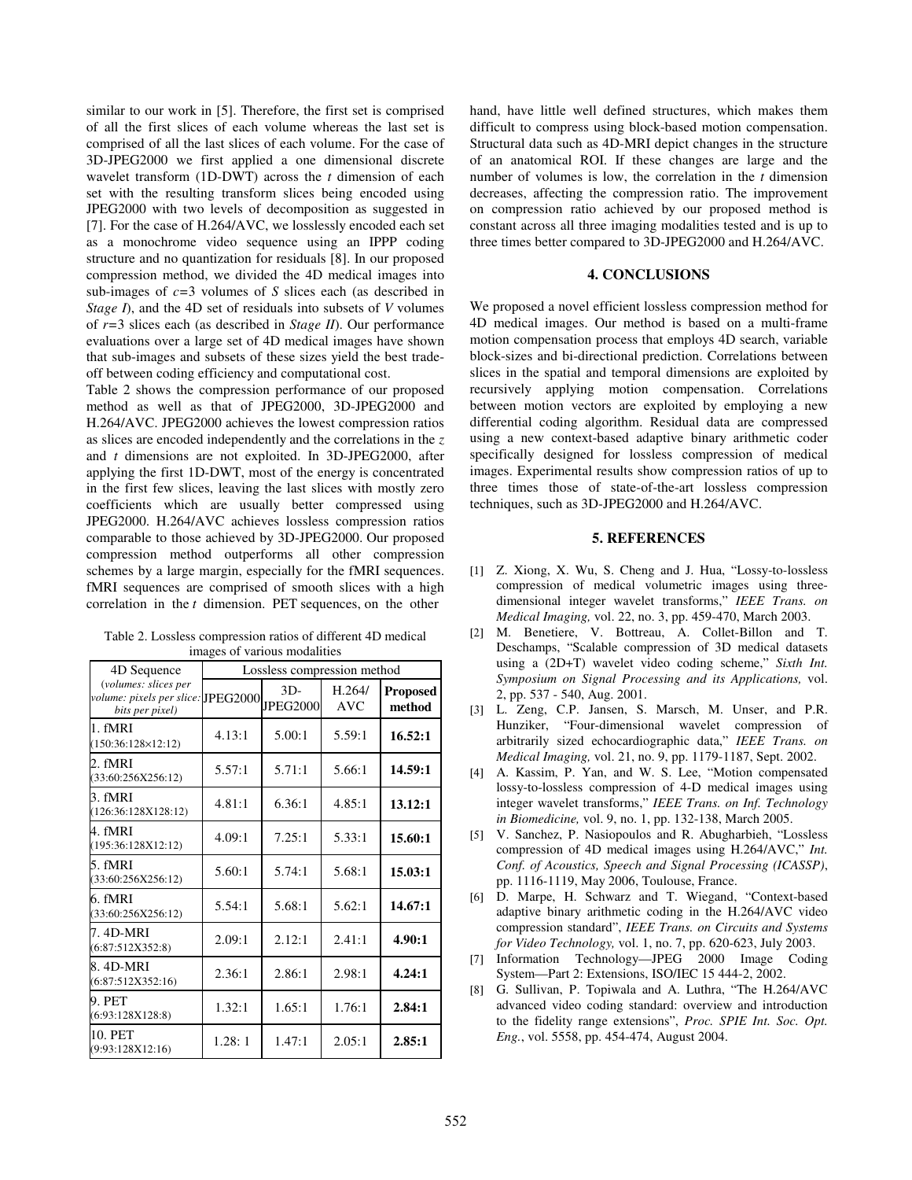similar to our work in [5]. Therefore, the first set is comprised of all the first slices of each volume whereas the last set is comprised of all the last slices of each volume. For the case of 3D-JPEG2000 we first applied a one dimensional discrete wavelet transform (1D-DWT) across the $t$ dimension of each set with the resulting transform slices being encoded using JPEG2000 with two levels of decomposition as suggested in [7]. For the case of H.264/AVC, we losslessly encoded each set as a monochrome video sequence using an IPPP coding structure and no quantization for residuals [8]. In our proposed compression method, we divided the 4D medical images into sub-images of $c$=3 volumes of $S$ slices each (as described in *Stage I*), and the 4D set of residuals into subsets of $V$ volumes of $r$=3 slices each (as described in *Stage II*). Our performance evaluations over a large set of 4D medical images have shown that sub-images and subsets of these sizes yield the best trade-off between coding efficiency and computational cost.

Table 2 shows the compression performance of our proposed method as well as that of JPEG2000, 3D-JPEG2000 and H.264/AVC. JPEG2000 achieves the lowest compression ratios as slices are encoded independently and the correlations in the $z$ and $t$ dimensions are not exploited. In 3D-JPEG2000, after applying the first 1D-DWT, most of the energy is concentrated in the first few slices, leaving the last slices with mostly zero coefficients which are usually better compressed using JPEG2000. H.264/AVC achieves lossless compression ratios comparable to those achieved by 3D-JPEG2000. Our proposed compression method outperforms all other compression schemes by a large margin, especially for the fMRI sequences. fMRI sequences are comprised of smooth slices with a high correlation in the $t$ dimension. PET sequences, on the other hand, have little well defined structures, which makes them difficult to compress using block-based motion compensation. Structural data such as 4D-MRI depict changes in the structure of an anatomical ROI. If these changes are large and the number of volumes is low, the correlation in the $t$ dimension decreases, affecting the compression ratio. The improvement on compression ratio achieved by our proposed method is constant across all three imaging modalities tested and is up to three times better compared to 3D-JPEG2000 and H.264/AVC.

Table 2. Lossless compression ratios of different 4D medical images of various modalities

| 4D Sequence (*volumes: slices per volume: pixels per slice: bits per pixel*) | Lossless compression method | | | |
|---|---|---|---|---|
| | JPEG2000 | 3D-JPEG2000 | H.264/AVC | **Proposed method** |
| 1. fMRI (150:36:128×12:12) | 4.13:1 | 5.00:1 | 5.59:1 | **16.52:1** |
| 2. fMRI (33:60:256X256:12) | 5.57:1 | 5.71:1 | 5.66:1 | **14.59:1** |
| 3. fMRI (126:36:128X128:12) | 4.81:1 | 6.36:1 | 4.85:1 | **13.12:1** |
| 4. fMRI (195:36:128X12:12) | 4.09:1 | 7.25:1 | 5.33:1 | **15.60:1** |
| 5. fMRI (33:60:256X256:12) | 5.60:1 | 5.74:1 | 5.68:1 | **15.03:1** |
| 6. fMRI (33:60:256X256:12) | 5.54:1 | 5.68:1 | 5.62:1 | **14.67:1** |
| 7. 4D-MRI (6:87:512X352:8) | 2.09:1 | 2.12:1 | 2.41:1 | **4.90:1** |
| 8. 4D-MRI (6:87:512X352:16) | 2.36:1 | 2.86:1 | 2.98:1 | **4.24:1** |
| 9. PET (6:93:128X128:8) | 1.32:1 | 1.65:1 | 1.76:1 | **2.84:1** |
| 10. PET (9:93:128X12:16) | 1.28: 1 | 1.47:1 | 2.05:1 | **2.85:1** |

## 4. CONCLUSIONS

We proposed a novel efficient lossless compression method for 4D medical images. Our method is based on a multi-frame motion compensation process that employs 4D search, variable block-sizes and bi-directional prediction. Correlations between slices in the spatial and temporal dimensions are exploited by recursively applying motion compensation. Correlations between motion vectors are exploited by employing a new differential coding algorithm. Residual data are compressed using a new context-based adaptive binary arithmetic coder specifically designed for lossless compression of medical images. Experimental results show compression ratios of up to three times those of state-of-the-art lossless compression techniques, such as 3D-JPEG2000 and H.264/AVC.

## 5. REFERENCES

[1] Z. Xiong, X. Wu, S. Cheng and J. Hua, "Lossy-to-lossless compression of medical volumetric images using three-dimensional integer wavelet transforms," *IEEE Trans. on Medical Imaging,* vol. 22, no. 3, pp. 459-470, March 2003.

[2] M. Benetiere, V. Bottreau, A. Collet-Billon and T. Deschamps, "Scalable compression of 3D medical datasets using a (2D+T) wavelet video coding scheme," *Sixth Int. Symposium on Signal Processing and its Applications,* vol. 2, pp. 537 - 540, Aug. 2001.

[3] L. Zeng, C.P. Jansen, S. Marsch, M. Unser, and P.R. Hunziker, "Four-dimensional wavelet compression of arbitrarily sized echocardiographic data," *IEEE Trans. on Medical Imaging,* vol. 21, no. 9, pp. 1179-1187, Sept. 2002.

[4] A. Kassim, P. Yan, and W. S. Lee, "Motion compensated lossy-to-lossless compression of 4-D medical images using integer wavelet transforms," *IEEE Trans. on Inf. Technology in Biomedicine,* vol. 9, no. 1, pp. 132-138, March 2005.

[5] V. Sanchez, P. Nasiopoulos and R. Abugharbieh, "Lossless compression of 4D medical images using H.264/AVC," *Int. Conf. of Acoustics, Speech and Signal Processing (ICASSP)*, pp. 1116-1119, May 2006, Toulouse, France.

[6] D. Marpe, H. Schwarz and T. Wiegand, "Context-based adaptive binary arithmetic coding in the H.264/AVC video compression standard", *IEEE Trans. on Circuits and Systems for Video Technology,* vol. 1, no. 7, pp. 620-623, July 2003.

[7] Information Technology—JPEG 2000 Image Coding System—Part 2: Extensions, ISO/IEC 15 444-2, 2002.

[8] G. Sullivan, P. Topiwala and A. Luthra, "The H.264/AVC advanced video coding standard: overview and introduction to the fidelity range extensions", *Proc. SPIE Int. Soc. Opt. Eng.*, vol. 5558, pp. 454-474, August 2004.